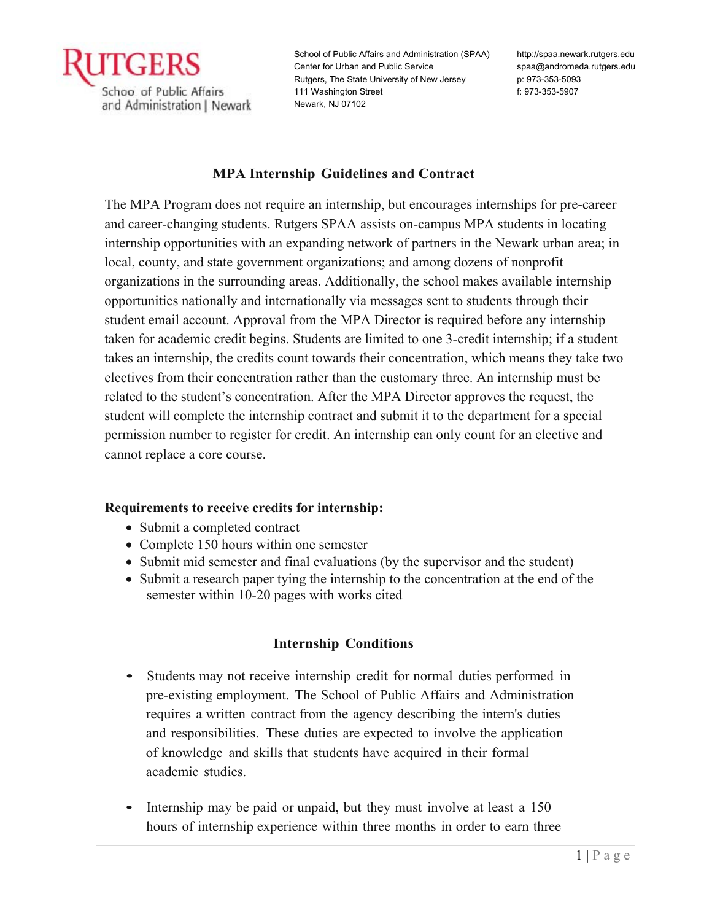RUTGERS
School of Public Affairs and Administration | Newark

School of Public Affairs and Administration (SPAA)
Center for Urban and Public Service
Rutgers, The State University of New Jersey
111 Washington Street
Newark, NJ 07102

http://spaa.newark.rutgers.edu
spaa@andromeda.rutgers.edu
p: 973-353-5093
f: 973-353-5907

# MPA Internship Guidelines and Contract

The MPA Program does not require an internship, but encourages internships for pre-career and career-changing students. Rutgers SPAA assists on-campus MPA students in locating internship opportunities with an expanding network of partners in the Newark urban area; in local, county, and state government organizations; and among dozens of nonprofit organizations in the surrounding areas. Additionally, the school makes available internship opportunities nationally and internationally via messages sent to students through their student email account. Approval from the MPA Director is required before any internship taken for academic credit begins. Students are limited to one 3-credit internship; if a student takes an internship, the credits count towards their concentration, which means they take two electives from their concentration rather than the customary three. An internship must be related to the student's concentration. After the MPA Director approves the request, the student will complete the internship contract and submit it to the department for a special permission number to register for credit. An internship can only count for an elective and cannot replace a core course.

**Requirements to receive credits for internship:**

- Submit a completed contract
- Complete 150 hours within one semester
- Submit mid semester and final evaluations (by the supervisor and the student)
- Submit a research paper tying the internship to the concentration at the end of the semester within 10-20 pages with works cited

## Internship Conditions

- Students may not receive internship credit for normal duties performed in pre-existing employment. The School of Public Affairs and Administration requires a written contract from the agency describing the intern's duties and responsibilities. These duties are expected to involve the application of knowledge and skills that students have acquired in their formal academic studies.

- Internship may be paid or unpaid, but they must involve at least a 150 hours of internship experience within three months in order to earn three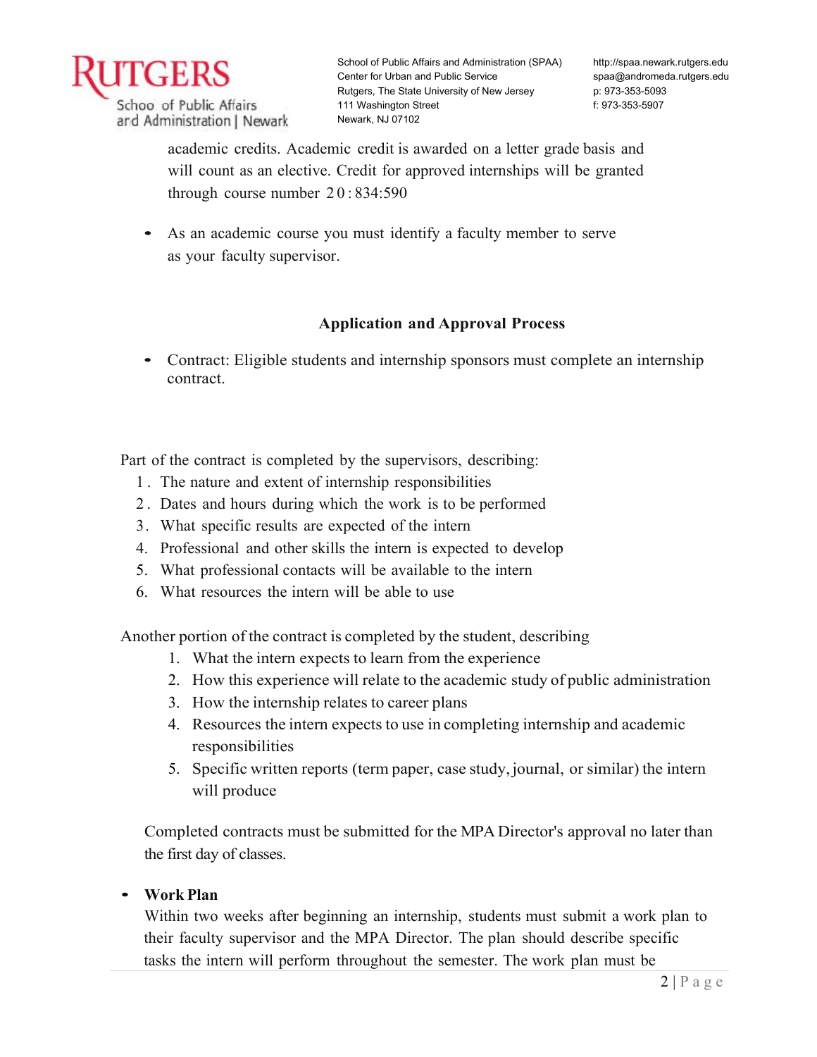academic credits. Academic credit is awarded on a letter grade basis and will count as an elective. Credit for approved internships will be granted through course number 20:834:590

- As an academic course you must identify a faculty member to serve as your faculty supervisor.

## Application and Approval Process

- Contract: Eligible students and internship sponsors must complete an internship contract.

Part of the contract is completed by the supervisors, describing:

1. The nature and extent of internship responsibilities
2. Dates and hours during which the work is to be performed
3. What specific results are expected of the intern
4. Professional and other skills the intern is expected to develop
5. What professional contacts will be available to the intern
6. What resources the intern will be able to use

Another portion of the contract is completed by the student, describing

1. What the intern expects to learn from the experience
2. How this experience will relate to the academic study of public administration
3. How the internship relates to career plans
4. Resources the intern expects to use in completing internship and academic responsibilities
5. Specific written reports (term paper, case study, journal, or similar) the intern will produce

Completed contracts must be submitted for the MPA Director's approval no later than the first day of classes.

- **Work Plan**

  Within two weeks after beginning an internship, students must submit a work plan to their faculty supervisor and the MPA Director. The plan should describe specific tasks the intern will perform throughout the semester. The work plan must be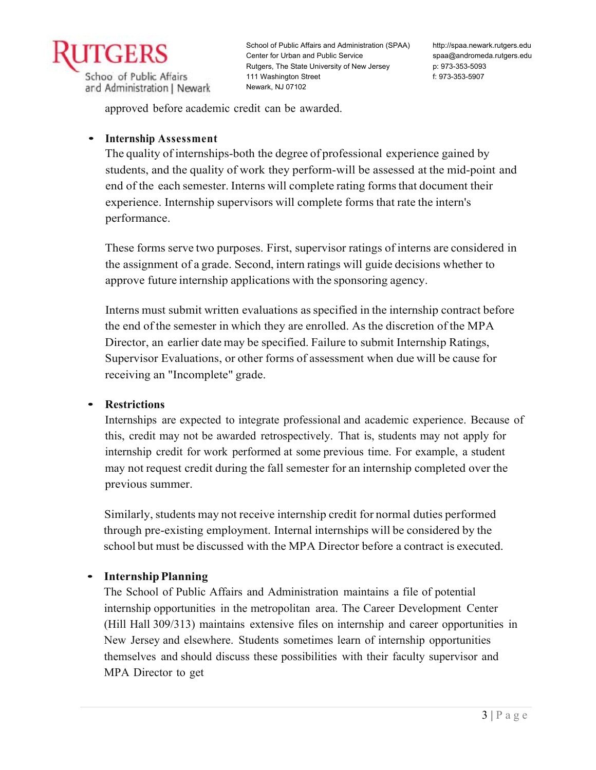approved before academic credit can be awarded.

- **Internship Assessment**

  The quality of internships-both the degree of professional experience gained by students, and the quality of work they perform-will be assessed at the mid-point and end of the each semester. Interns will complete rating forms that document their experience. Internship supervisors will complete forms that rate the intern's performance.

  These forms serve two purposes. First, supervisor ratings of interns are considered in the assignment of a grade. Second, intern ratings will guide decisions whether to approve future internship applications with the sponsoring agency.

  Interns must submit written evaluations as specified in the internship contract before the end of the semester in which they are enrolled. As the discretion of the MPA Director, an earlier date may be specified. Failure to submit Internship Ratings, Supervisor Evaluations, or other forms of assessment when due will be cause for receiving an "Incomplete" grade.

- **Restrictions**

  Internships are expected to integrate professional and academic experience. Because of this, credit may not be awarded retrospectively. That is, students may not apply for internship credit for work performed at some previous time. For example, a student may not request credit during the fall semester for an internship completed over the previous summer.

  Similarly, students may not receive internship credit for normal duties performed through pre-existing employment. Internal internships will be considered by the school but must be discussed with the MPA Director before a contract is executed.

- **Internship Planning**

  The School of Public Affairs and Administration maintains a file of potential internship opportunities in the metropolitan area. The Career Development Center (Hill Hall 309/313) maintains extensive files on internship and career opportunities in New Jersey and elsewhere. Students sometimes learn of internship opportunities themselves and should discuss these possibilities with their faculty supervisor and MPA Director to get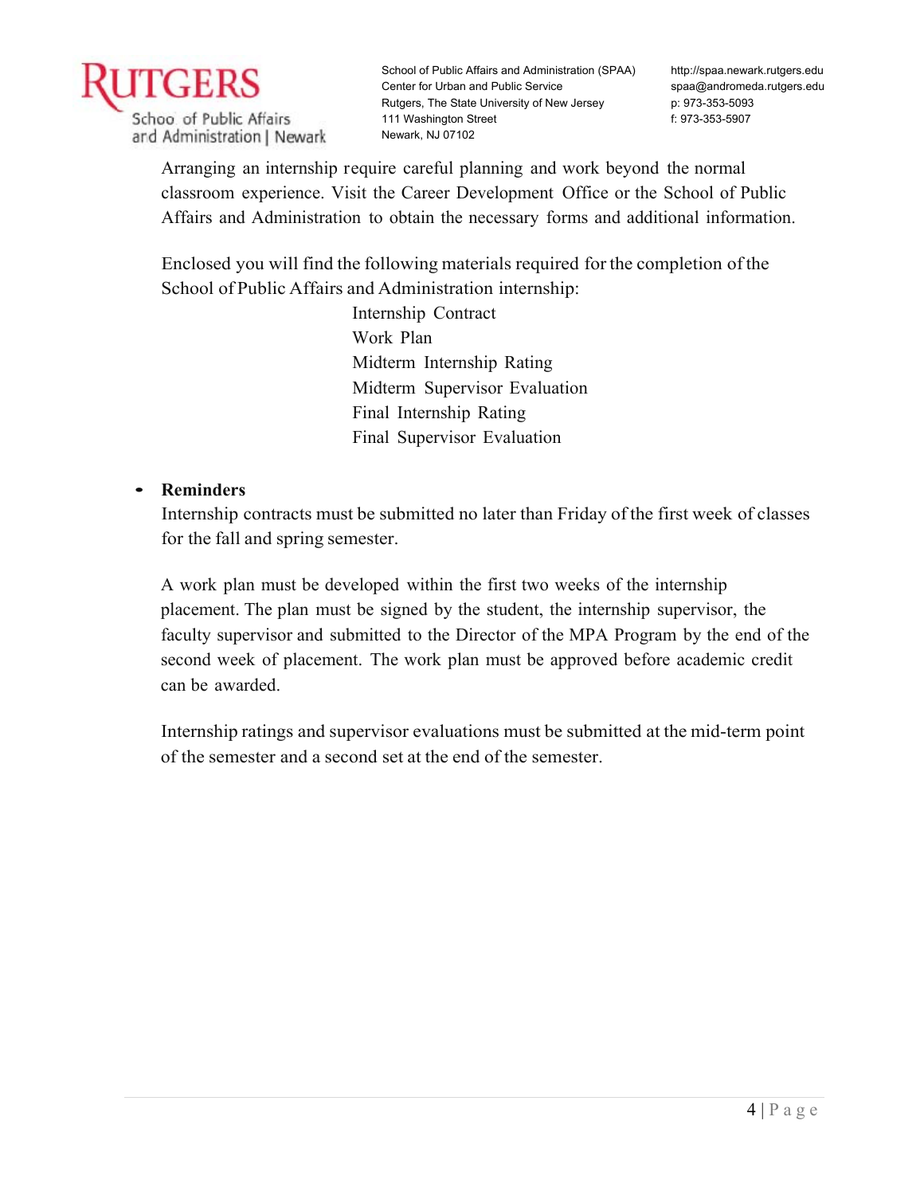Arranging an internship require careful planning and work beyond the normal classroom experience. Visit the Career Development Office or the School of Public Affairs and Administration to obtain the necessary forms and additional information.

Enclosed you will find the following materials required for the completion of the School of Public Affairs and Administration internship:

- Internship Contract
- Work Plan
- Midterm Internship Rating
- Midterm Supervisor Evaluation
- Final Internship Rating
- Final Supervisor Evaluation

- **Reminders**

  Internship contracts must be submitted no later than Friday of the first week of classes for the fall and spring semester.

  A work plan must be developed within the first two weeks of the internship placement. The plan must be signed by the student, the internship supervisor, the faculty supervisor and submitted to the Director of the MPA Program by the end of the second week of placement. The work plan must be approved before academic credit can be awarded.

  Internship ratings and supervisor evaluations must be submitted at the mid-term point of the semester and a second set at the end of the semester.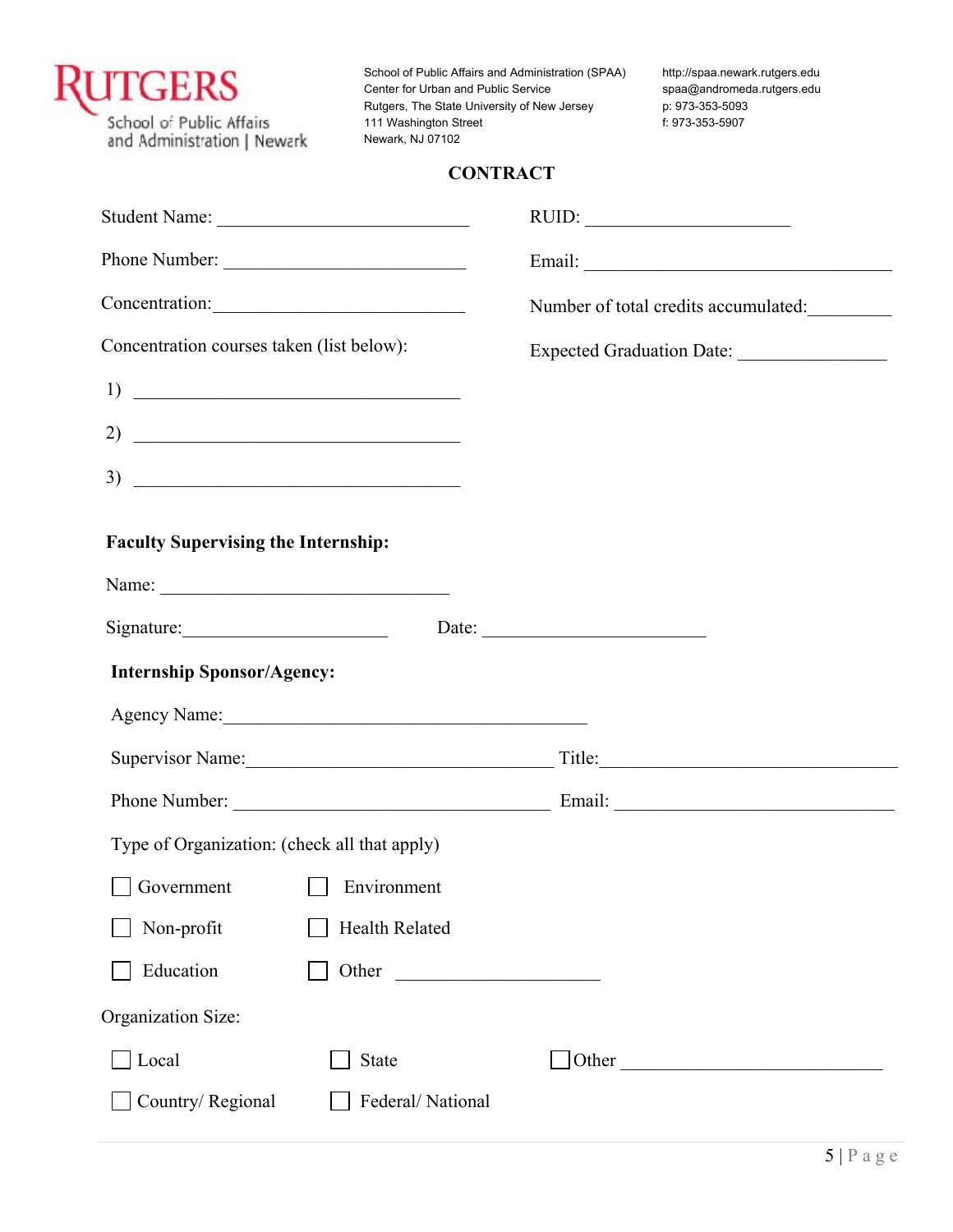RUTGERS
School of Public Affairs and Administration | Newark

School of Public Affairs and Administration (SPAA)
Center for Urban and Public Service
Rutgers, The State University of New Jersey
111 Washington Street
Newark, NJ 07102

http://spaa.newark.rutgers.edu
spaa@andromeda.rutgers.edu
p: 973-353-5093
f: 973-353-5907

## CONTRACT

Student Name: ____________________________ RUID: _______________________

Phone Number: ___________________________ Email: ___________________________________

Concentration: ____________________________ Number of total credits accumulated: _________

Concentration courses taken (list below): Expected Graduation Date: ________________

1) ____________________________________

2) ____________________________________

3) ____________________________________

**Faculty Supervising the Internship:**

Name: ________________________________

Signature: ______________________ Date: ________________________

**Internship Sponsor/Agency:**

Agency Name: ________________________________________

Supervisor Name: __________________________________ Title: _________________________________

Phone Number: __________________________________ Email: _______________________________

Type of Organization: (check all that apply)

☐ Government ☐ Environment

☐ Non-profit ☐ Health Related

☐ Education ☐ Other ______________________

Organization Size:

☐ Local ☐ State ☐ Other _____________________________

☐ Country/ Regional ☐ Federal/ National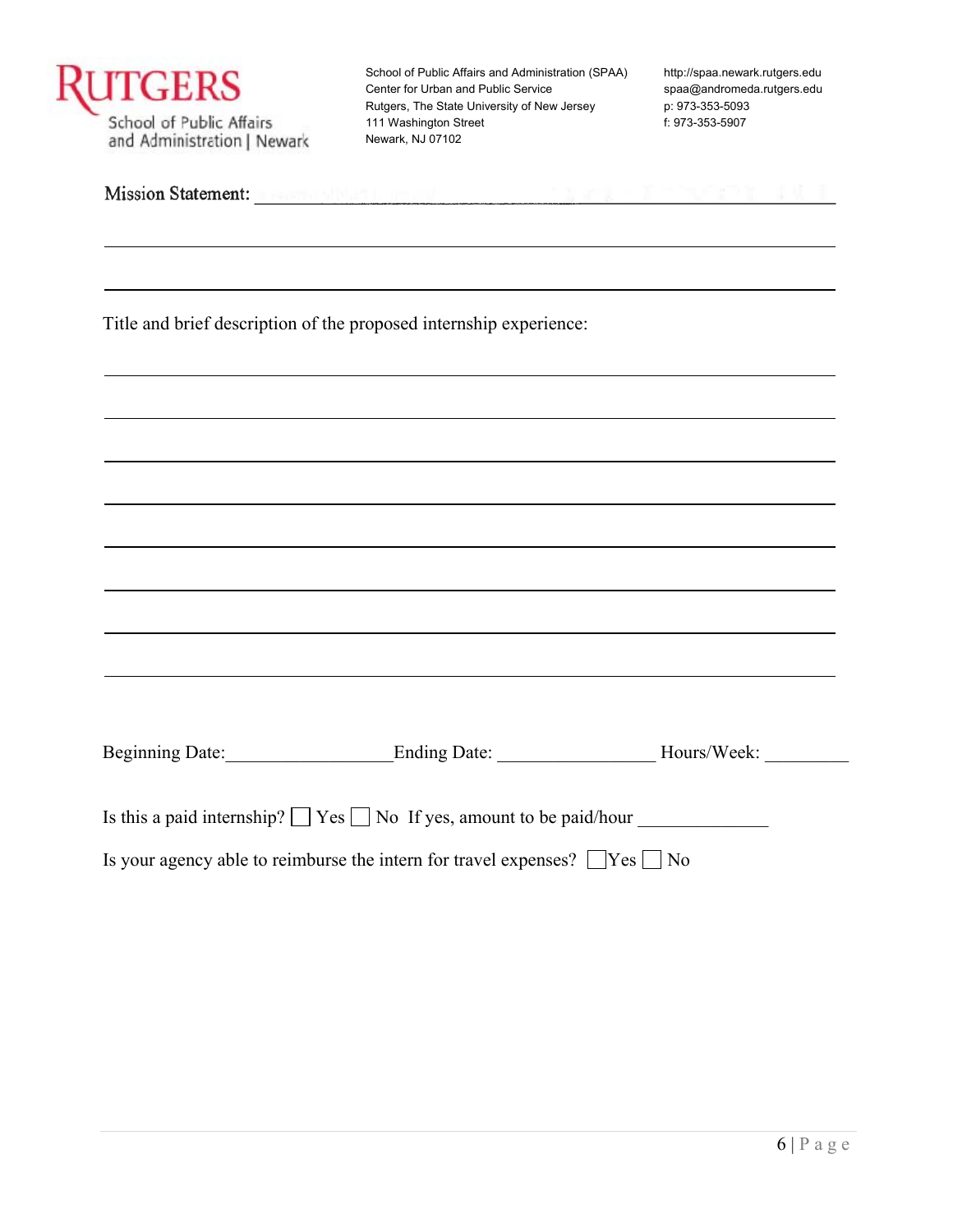School of Public Affairs and Administration (SPAA)
Center for Urban and Public Service
Rutgers, The State University of New Jersey
111 Washington Street
Newark, NJ 07102

http://spaa.newark.rutgers.edu
spaa@andromeda.rutgers.edu
p: 973-353-5093
f: 973-353-5907

Mission Statement: ____________________________________________________________

______________________________________________________________________________

______________________________________________________________________________

Title and brief description of the proposed internship experience:

______________________________________________________________________________

______________________________________________________________________________

______________________________________________________________________________

______________________________________________________________________________

______________________________________________________________________________

______________________________________________________________________________

______________________________________________________________________________

______________________________________________________________________________

Beginning Date:_________________ Ending Date: ________________ Hours/Week: _________

Is this a paid internship? ☐ Yes ☐ No If yes, amount to be paid/hour _____________

Is your agency able to reimburse the intern for travel expenses? ☐ Yes ☐ No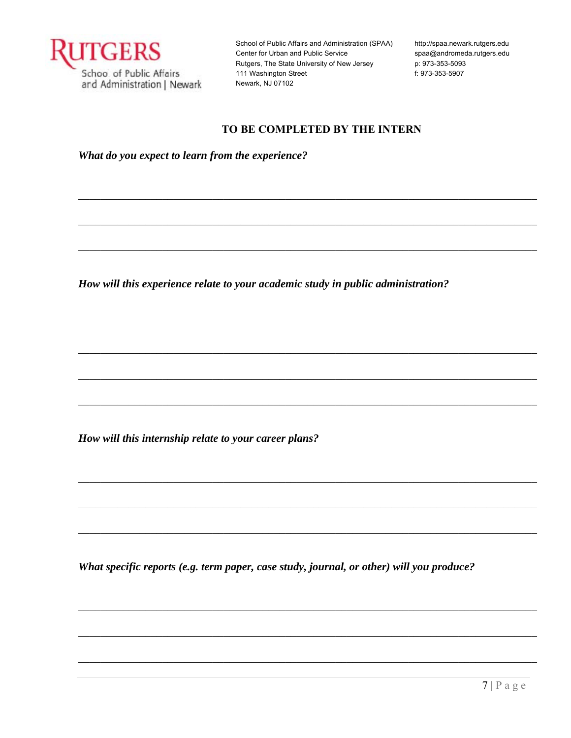Rutgers School of Public Affairs and Administration | Newark

School of Public Affairs and Administration (SPAA)
Center for Urban and Public Service
Rutgers, The State University of New Jersey
111 Washington Street
Newark, NJ 07102

http://spaa.newark.rutgers.edu
spaa@andromeda.rutgers.edu
p: 973-353-5093
f: 973-353-5907

## TO BE COMPLETED BY THE INTERN

***What do you expect to learn from the experience?***

\_\_\_\_\_\_\_\_\_\_\_\_\_\_\_\_\_\_\_\_\_\_\_\_\_\_\_\_\_\_\_\_\_\_\_\_\_\_\_\_\_\_\_\_\_\_\_\_\_\_\_\_\_\_\_\_\_\_\_\_\_\_\_\_\_\_\_\_\_\_\_\_

\_\_\_\_\_\_\_\_\_\_\_\_\_\_\_\_\_\_\_\_\_\_\_\_\_\_\_\_\_\_\_\_\_\_\_\_\_\_\_\_\_\_\_\_\_\_\_\_\_\_\_\_\_\_\_\_\_\_\_\_\_\_\_\_\_\_\_\_\_\_\_\_

\_\_\_\_\_\_\_\_\_\_\_\_\_\_\_\_\_\_\_\_\_\_\_\_\_\_\_\_\_\_\_\_\_\_\_\_\_\_\_\_\_\_\_\_\_\_\_\_\_\_\_\_\_\_\_\_\_\_\_\_\_\_\_\_\_\_\_\_\_\_\_\_

***How will this experience relate to your academic study in public administration?***

\_\_\_\_\_\_\_\_\_\_\_\_\_\_\_\_\_\_\_\_\_\_\_\_\_\_\_\_\_\_\_\_\_\_\_\_\_\_\_\_\_\_\_\_\_\_\_\_\_\_\_\_\_\_\_\_\_\_\_\_\_\_\_\_\_\_\_\_\_\_\_\_

\_\_\_\_\_\_\_\_\_\_\_\_\_\_\_\_\_\_\_\_\_\_\_\_\_\_\_\_\_\_\_\_\_\_\_\_\_\_\_\_\_\_\_\_\_\_\_\_\_\_\_\_\_\_\_\_\_\_\_\_\_\_\_\_\_\_\_\_\_\_\_\_

\_\_\_\_\_\_\_\_\_\_\_\_\_\_\_\_\_\_\_\_\_\_\_\_\_\_\_\_\_\_\_\_\_\_\_\_\_\_\_\_\_\_\_\_\_\_\_\_\_\_\_\_\_\_\_\_\_\_\_\_\_\_\_\_\_\_\_\_\_\_\_\_

***How will this internship relate to your career plans?***

\_\_\_\_\_\_\_\_\_\_\_\_\_\_\_\_\_\_\_\_\_\_\_\_\_\_\_\_\_\_\_\_\_\_\_\_\_\_\_\_\_\_\_\_\_\_\_\_\_\_\_\_\_\_\_\_\_\_\_\_\_\_\_\_\_\_\_\_\_\_\_\_

\_\_\_\_\_\_\_\_\_\_\_\_\_\_\_\_\_\_\_\_\_\_\_\_\_\_\_\_\_\_\_\_\_\_\_\_\_\_\_\_\_\_\_\_\_\_\_\_\_\_\_\_\_\_\_\_\_\_\_\_\_\_\_\_\_\_\_\_\_\_\_\_

\_\_\_\_\_\_\_\_\_\_\_\_\_\_\_\_\_\_\_\_\_\_\_\_\_\_\_\_\_\_\_\_\_\_\_\_\_\_\_\_\_\_\_\_\_\_\_\_\_\_\_\_\_\_\_\_\_\_\_\_\_\_\_\_\_\_\_\_\_\_\_\_

***What specific reports (e.g. term paper, case study, journal, or other) will you produce?***

\_\_\_\_\_\_\_\_\_\_\_\_\_\_\_\_\_\_\_\_\_\_\_\_\_\_\_\_\_\_\_\_\_\_\_\_\_\_\_\_\_\_\_\_\_\_\_\_\_\_\_\_\_\_\_\_\_\_\_\_\_\_\_\_\_\_\_\_\_\_\_\_

\_\_\_\_\_\_\_\_\_\_\_\_\_\_\_\_\_\_\_\_\_\_\_\_\_\_\_\_\_\_\_\_\_\_\_\_\_\_\_\_\_\_\_\_\_\_\_\_\_\_\_\_\_\_\_\_\_\_\_\_\_\_\_\_\_\_\_\_\_\_\_\_

\_\_\_\_\_\_\_\_\_\_\_\_\_\_\_\_\_\_\_\_\_\_\_\_\_\_\_\_\_\_\_\_\_\_\_\_\_\_\_\_\_\_\_\_\_\_\_\_\_\_\_\_\_\_\_\_\_\_\_\_\_\_\_\_\_\_\_\_\_\_\_\_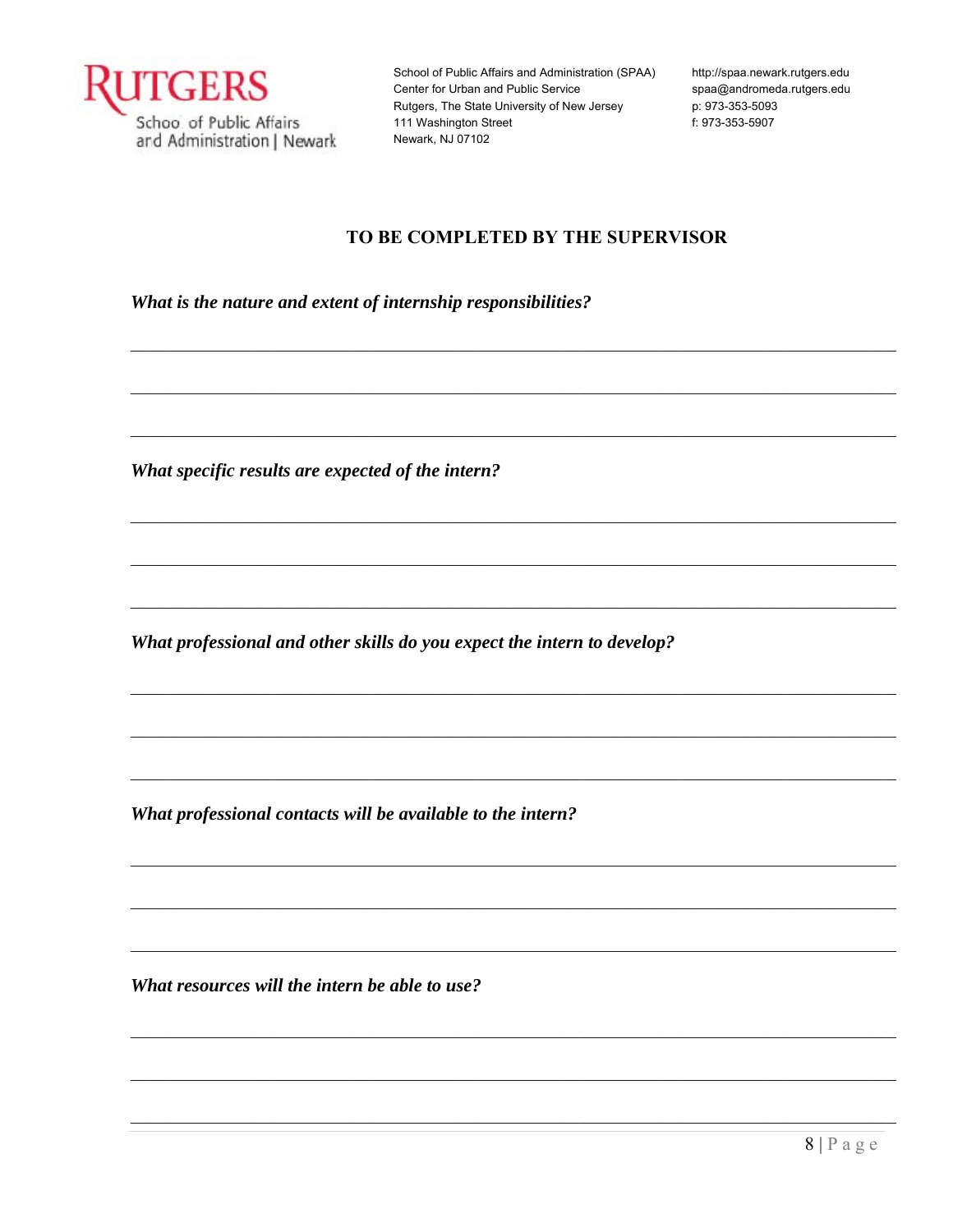RUTGERS
School of Public Affairs and Administration | Newark

School of Public Affairs and Administration (SPAA)
Center for Urban and Public Service
Rutgers, The State University of New Jersey
111 Washington Street
Newark, NJ 07102

http://spaa.newark.rutgers.edu
spaa@andromeda.rutgers.edu
p: 973-353-5093
f: 973-353-5907

## TO BE COMPLETED BY THE SUPERVISOR

***What is the nature and extent of internship responsibilities?***

______________________________________________________________________________

______________________________________________________________________________

______________________________________________________________________________

***What specific results are expected of the intern?***

______________________________________________________________________________

______________________________________________________________________________

______________________________________________________________________________

***What professional and other skills do you expect the intern to develop?***

______________________________________________________________________________

______________________________________________________________________________

______________________________________________________________________________

***What professional contacts will be available to the intern?***

______________________________________________________________________________

______________________________________________________________________________

______________________________________________________________________________

***What resources will the intern be able to use?***

______________________________________________________________________________

______________________________________________________________________________

______________________________________________________________________________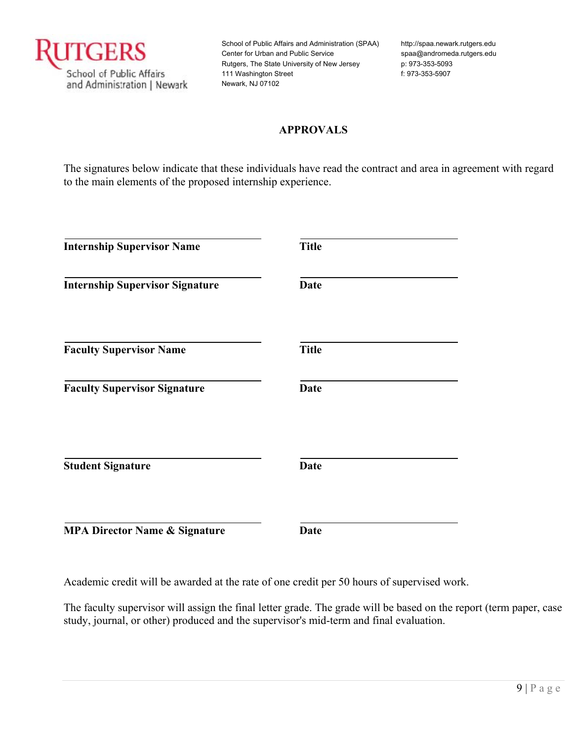School of Public Affairs and Administration (SPAA)
Center for Urban and Public Service
Rutgers, The State University of New Jersey
111 Washington Street
Newark, NJ 07102

http://spaa.newark.rutgers.edu
spaa@andromeda.rutgers.edu
p: 973-353-5093
f: 973-353-5907

## APPROVALS

The signatures below indicate that these individuals have read the contract and area in agreement with regard to the main elements of the proposed internship experience.

**Internship Supervisor Name** ______________________ **Title** ______________________

**Internship Supervisor Signature** ______________________ **Date** ______________________

**Faculty Supervisor Name** ______________________ **Title** ______________________

**Faculty Supervisor Signature** ______________________ **Date** ______________________

**Student Signature** ______________________ **Date** ______________________

**MPA Director Name & Signature** ______________________ **Date** ______________________

Academic credit will be awarded at the rate of one credit per 50 hours of supervised work.

The faculty supervisor will assign the final letter grade. The grade will be based on the report (term paper, case study, journal, or other) produced and the supervisor's mid-term and final evaluation.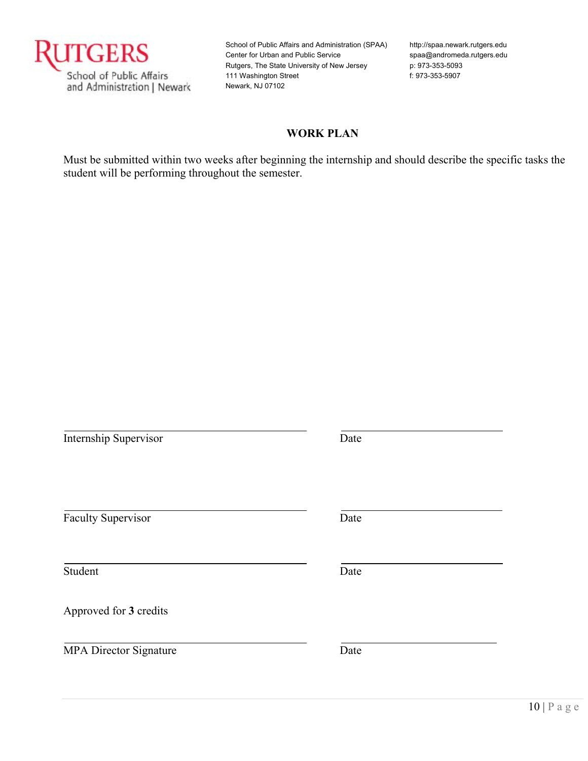Rutgers School of Public Affairs and Administration | Newark

School of Public Affairs and Administration (SPAA)
Center for Urban and Public Service
Rutgers, The State University of New Jersey
111 Washington Street
Newark, NJ 07102

http://spaa.newark.rutgers.edu
spaa@andromeda.rutgers.edu
p: 973-353-5093
f: 973-353-5907

## WORK PLAN

Must be submitted within two weeks after beginning the internship and should describe the specific tasks the student will be performing throughout the semester.

_______________________________ _______________
Internship Supervisor Date

_______________________________ _______________
Faculty Supervisor Date

_______________________________ _______________
Student Date

Approved for **3** credits

_______________________________ _______________
MPA Director Signature Date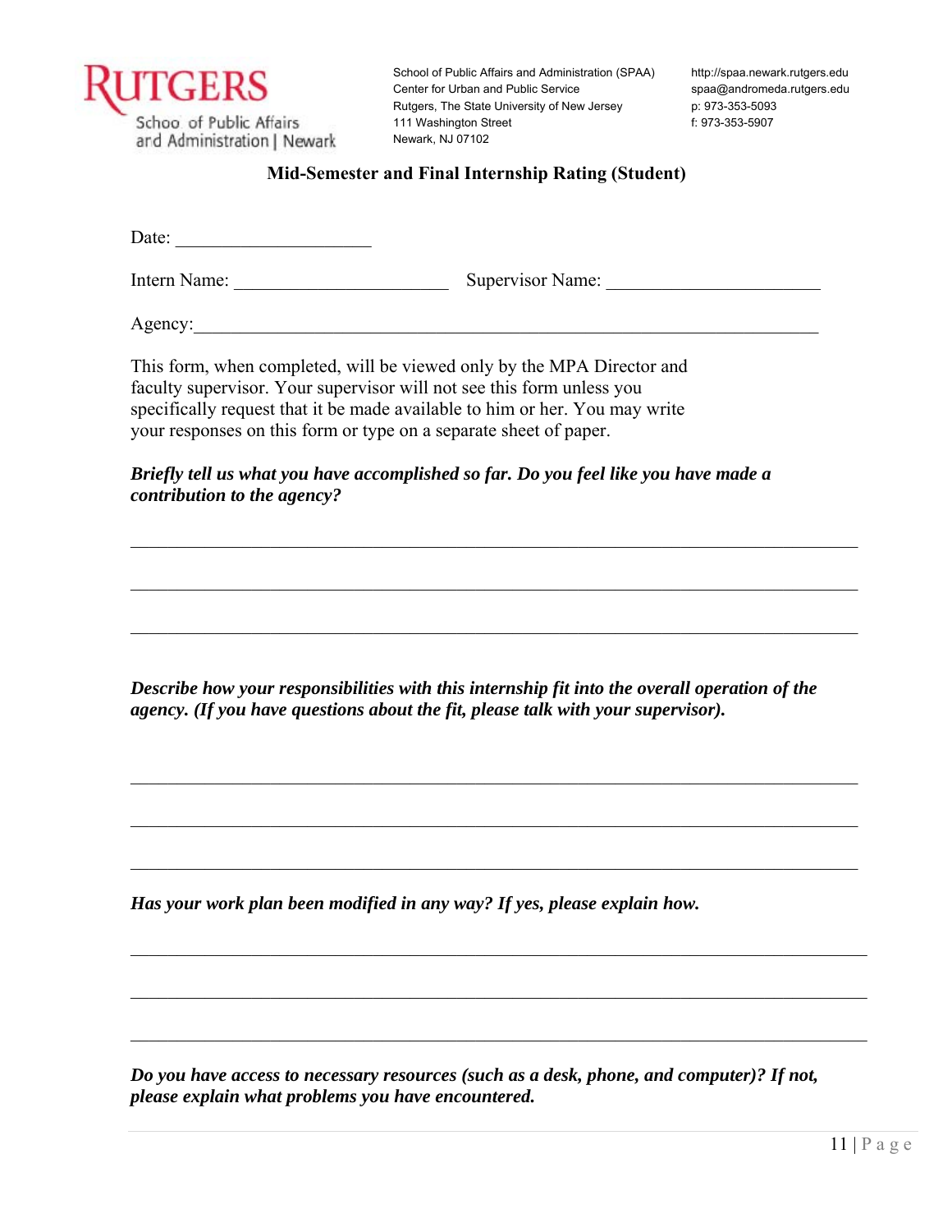RUTGERS
School of Public Affairs and Administration | Newark

School of Public Affairs and Administration (SPAA)
Center for Urban and Public Service
Rutgers, The State University of New Jersey
111 Washington Street
Newark, NJ 07102

http://spaa.newark.rutgers.edu
spaa@andromeda.rutgers.edu
p: 973-353-5093
f: 973-353-5907

## Mid-Semester and Final Internship Rating (Student)

Date: ____________________

Intern Name: ______________________ Supervisor Name: ______________________

Agency: ________________________________________________________________

This form, when completed, will be viewed only by the MPA Director and faculty supervisor. Your supervisor will not see this form unless you specifically request that it be made available to him or her. You may write your responses on this form or type on a separate sheet of paper.

***Briefly tell us what you have accomplished so far. Do you feel like you have made a contribution to the agency?***

___________________________________________________________________________

___________________________________________________________________________

___________________________________________________________________________

***Describe how your responsibilities with this internship fit into the overall operation of the agency. (If you have questions about the fit, please talk with your supervisor).***

___________________________________________________________________________

___________________________________________________________________________

___________________________________________________________________________

***Has your work plan been modified in any way? If yes, please explain how.***

___________________________________________________________________________

___________________________________________________________________________

___________________________________________________________________________

***Do you have access to necessary resources (such as a desk, phone, and computer)? If not, please explain what problems you have encountered.***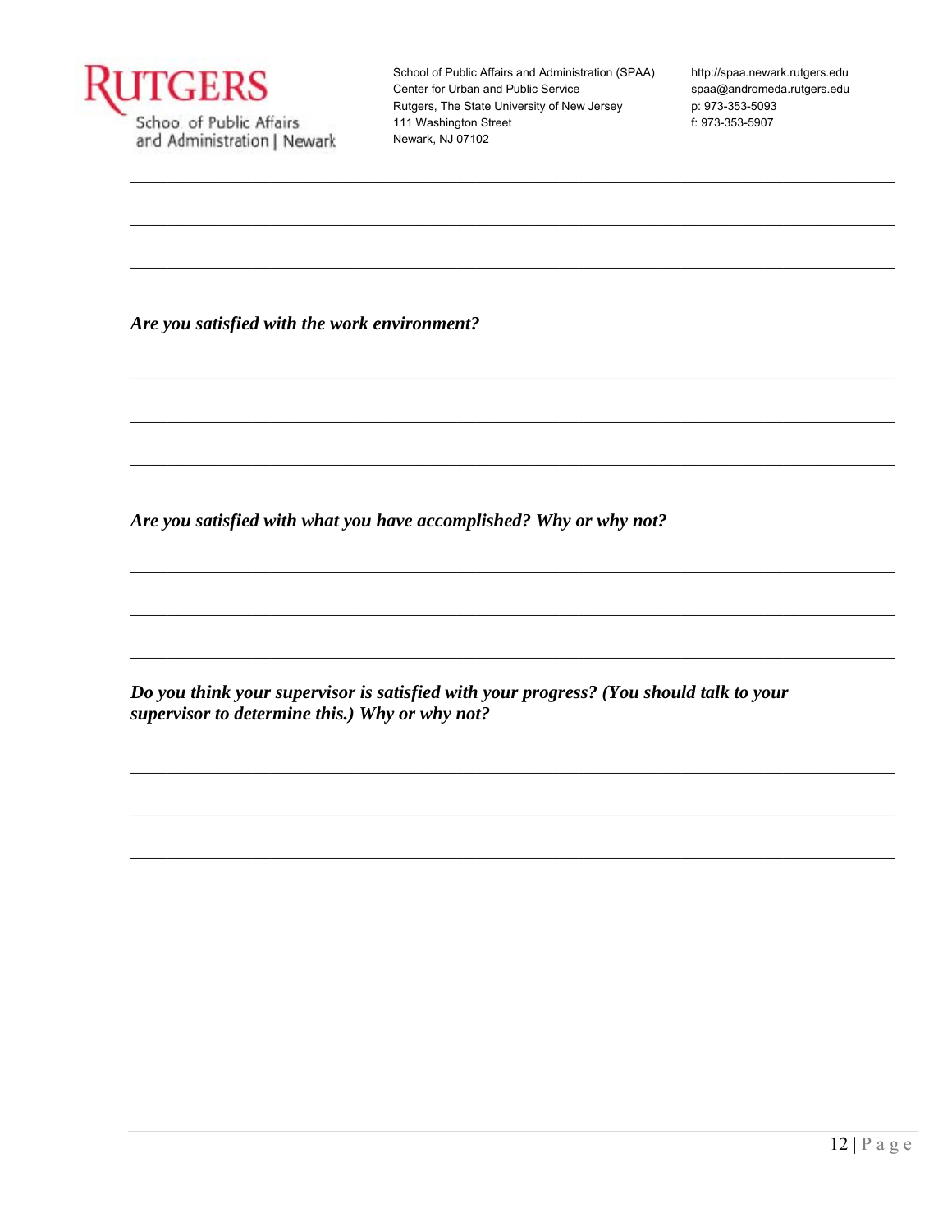______________________________________________________________________________

______________________________________________________________________________

______________________________________________________________________________

***Are you satisfied with the work environment?***

______________________________________________________________________________

______________________________________________________________________________

______________________________________________________________________________

***Are you satisfied with what you have accomplished? Why or why not?***

______________________________________________________________________________

______________________________________________________________________________

______________________________________________________________________________

***Do you think your supervisor is satisfied with your progress? (You should talk to your supervisor to determine this.) Why or why not?***

______________________________________________________________________________

______________________________________________________________________________

______________________________________________________________________________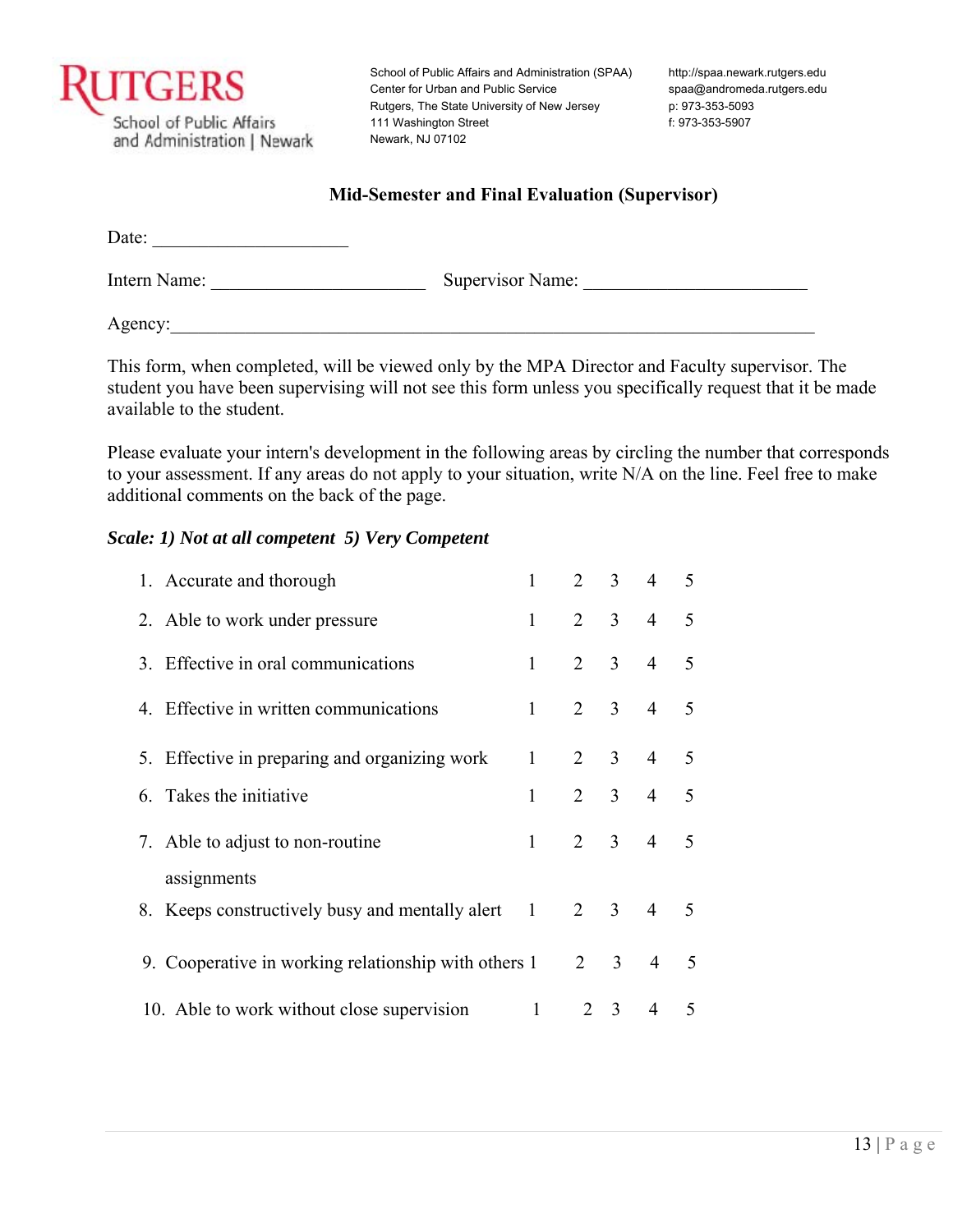RUTGERS
School of Public Affairs and Administration | Newark

School of Public Affairs and Administration (SPAA)
Center for Urban and Public Service
Rutgers, The State University of New Jersey
111 Washington Street
Newark, NJ 07102

http://spaa.newark.rutgers.edu
spaa@andromeda.rutgers.edu
p: 973-353-5093
f: 973-353-5907

**Mid-Semester and Final Evaluation (Supervisor)**

Date: ____________________

Intern Name: ______________________ Supervisor Name: _______________________

Agency:___________________________________________________________________

This form, when completed, will be viewed only by the MPA Director and Faculty supervisor. The student you have been supervising will not see this form unless you specifically request that it be made available to the student.

Please evaluate your intern's development in the following areas by circling the number that corresponds to your assessment. If any areas do not apply to your situation, write N/A on the line. Feel free to make additional comments on the back of the page.

***Scale: 1) Not at all competent 5) Very Competent***

| | | | | | |
|---|---|---|---|---|---|
| 1. Accurate and thorough | 1 | 2 | 3 | 4 | 5 |
| 2. Able to work under pressure | 1 | 2 | 3 | 4 | 5 |
| 3. Effective in oral communications | 1 | 2 | 3 | 4 | 5 |
| 4. Effective in written communications | 1 | 2 | 3 | 4 | 5 |
| 5. Effective in preparing and organizing work | 1 | 2 | 3 | 4 | 5 |
| 6. Takes the initiative | 1 | 2 | 3 | 4 | 5 |
| 7. Able to adjust to non-routine assignments | 1 | 2 | 3 | 4 | 5 |
| 8. Keeps constructively busy and mentally alert | 1 | 2 | 3 | 4 | 5 |
| 9. Cooperative in working relationship with others | 1 | 2 | 3 | 4 | 5 |
| 10. Able to work without close supervision | 1 | 2 | 3 | 4 | 5 |